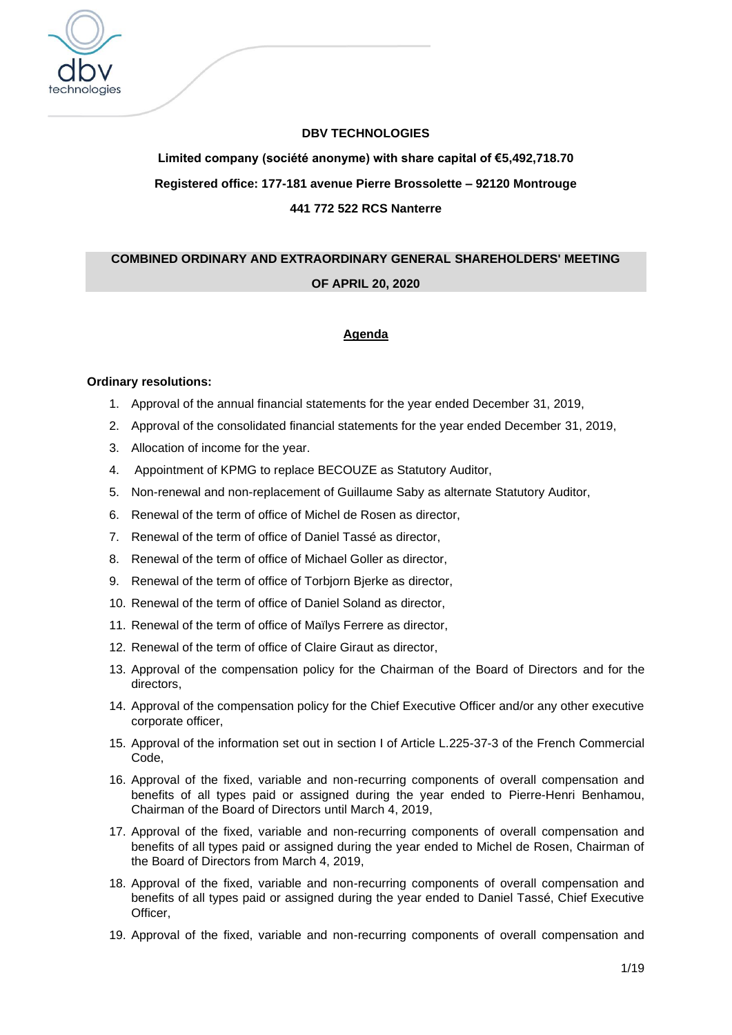# DBV TECHNOLOGIES

**Limited company (société anonyme) with share capital of €5,492,718.70**

**Registered office: 177-181 avenue Pierre Brossolette – 92120 Montrouge**

**441 772 522 RCS Nanterre**

## COMBINED ORDINARY AND EXTRAORDINARY GENERAL SHAREHOLDERS' MEETING OF APRIL 20, 2020

### Agenda

**Ordinary resolutions:**

1. Approval of the annual financial statements for the year ended December 31, 2019,
2. Approval of the consolidated financial statements for the year ended December 31, 2019,
3. Allocation of income for the year.
4. Appointment of KPMG to replace BECOUZE as Statutory Auditor,
5. Non-renewal and non-replacement of Guillaume Saby as alternate Statutory Auditor,
6. Renewal of the term of office of Michel de Rosen as director,
7. Renewal of the term of office of Daniel Tassé as director,
8. Renewal of the term of office of Michael Goller as director,
9. Renewal of the term of office of Torbjorn Bjerke as director,
10. Renewal of the term of office of Daniel Soland as director,
11. Renewal of the term of office of Maïlys Ferrere as director,
12. Renewal of the term of office of Claire Giraut as director,
13. Approval of the compensation policy for the Chairman of the Board of Directors and for the directors,
14. Approval of the compensation policy for the Chief Executive Officer and/or any other executive corporate officer,
15. Approval of the information set out in section I of Article L.225-37-3 of the French Commercial Code,
16. Approval of the fixed, variable and non-recurring components of overall compensation and benefits of all types paid or assigned during the year ended to Pierre-Henri Benhamou, Chairman of the Board of Directors until March 4, 2019,
17. Approval of the fixed, variable and non-recurring components of overall compensation and benefits of all types paid or assigned during the year ended to Michel de Rosen, Chairman of the Board of Directors from March 4, 2019,
18. Approval of the fixed, variable and non-recurring components of overall compensation and benefits of all types paid or assigned during the year ended to Daniel Tassé, Chief Executive Officer,
19. Approval of the fixed, variable and non-recurring components of overall compensation and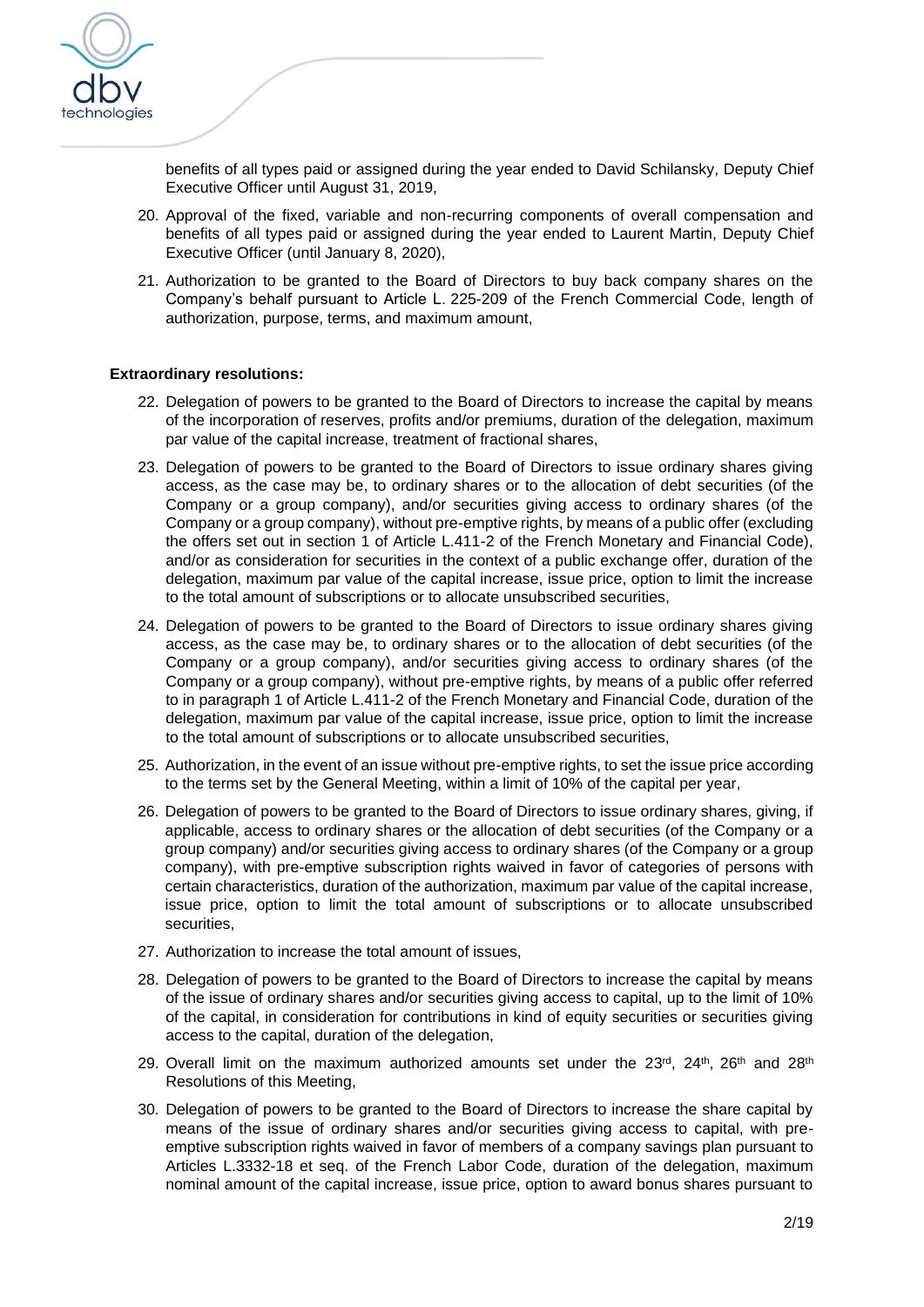benefits of all types paid or assigned during the year ended to David Schilansky, Deputy Chief Executive Officer until August 31, 2019,

20. Approval of the fixed, variable and non-recurring components of overall compensation and benefits of all types paid or assigned during the year ended to Laurent Martin, Deputy Chief Executive Officer (until January 8, 2020),
21. Authorization to be granted to the Board of Directors to buy back company shares on the Company's behalf pursuant to Article L. 225-209 of the French Commercial Code, length of authorization, purpose, terms, and maximum amount,

**Extraordinary resolutions:**

22. Delegation of powers to be granted to the Board of Directors to increase the capital by means of the incorporation of reserves, profits and/or premiums, duration of the delegation, maximum par value of the capital increase, treatment of fractional shares,
23. Delegation of powers to be granted to the Board of Directors to issue ordinary shares giving access, as the case may be, to ordinary shares or to the allocation of debt securities (of the Company or a group company), and/or securities giving access to ordinary shares (of the Company or a group company), without pre-emptive rights, by means of a public offer (excluding the offers set out in section 1 of Article L.411-2 of the French Monetary and Financial Code), and/or as consideration for securities in the context of a public exchange offer, duration of the delegation, maximum par value of the capital increase, issue price, option to limit the increase to the total amount of subscriptions or to allocate unsubscribed securities,
24. Delegation of powers to be granted to the Board of Directors to issue ordinary shares giving access, as the case may be, to ordinary shares or to the allocation of debt securities (of the Company or a group company), and/or securities giving access to ordinary shares (of the Company or a group company), without pre-emptive rights, by means of a public offer referred to in paragraph 1 of Article L.411-2 of the French Monetary and Financial Code, duration of the delegation, maximum par value of the capital increase, issue price, option to limit the increase to the total amount of subscriptions or to allocate unsubscribed securities,
25. Authorization, in the event of an issue without pre-emptive rights, to set the issue price according to the terms set by the General Meeting, within a limit of 10% of the capital per year,
26. Delegation of powers to be granted to the Board of Directors to issue ordinary shares, giving, if applicable, access to ordinary shares or the allocation of debt securities (of the Company or a group company) and/or securities giving access to ordinary shares (of the Company or a group company), with pre-emptive subscription rights waived in favor of categories of persons with certain characteristics, duration of the authorization, maximum par value of the capital increase, issue price, option to limit the total amount of subscriptions or to allocate unsubscribed securities,
27. Authorization to increase the total amount of issues,
28. Delegation of powers to be granted to the Board of Directors to increase the capital by means of the issue of ordinary shares and/or securities giving access to capital, up to the limit of 10% of the capital, in consideration for contributions in kind of equity securities or securities giving access to the capital, duration of the delegation,
29. Overall limit on the maximum authorized amounts set under the 23rd, 24th, 26th and 28th Resolutions of this Meeting,
30. Delegation of powers to be granted to the Board of Directors to increase the share capital by means of the issue of ordinary shares and/or securities giving access to capital, with pre-emptive subscription rights waived in favor of members of a company savings plan pursuant to Articles L.3332-18 et seq. of the French Labor Code, duration of the delegation, maximum nominal amount of the capital increase, issue price, option to award bonus shares pursuant to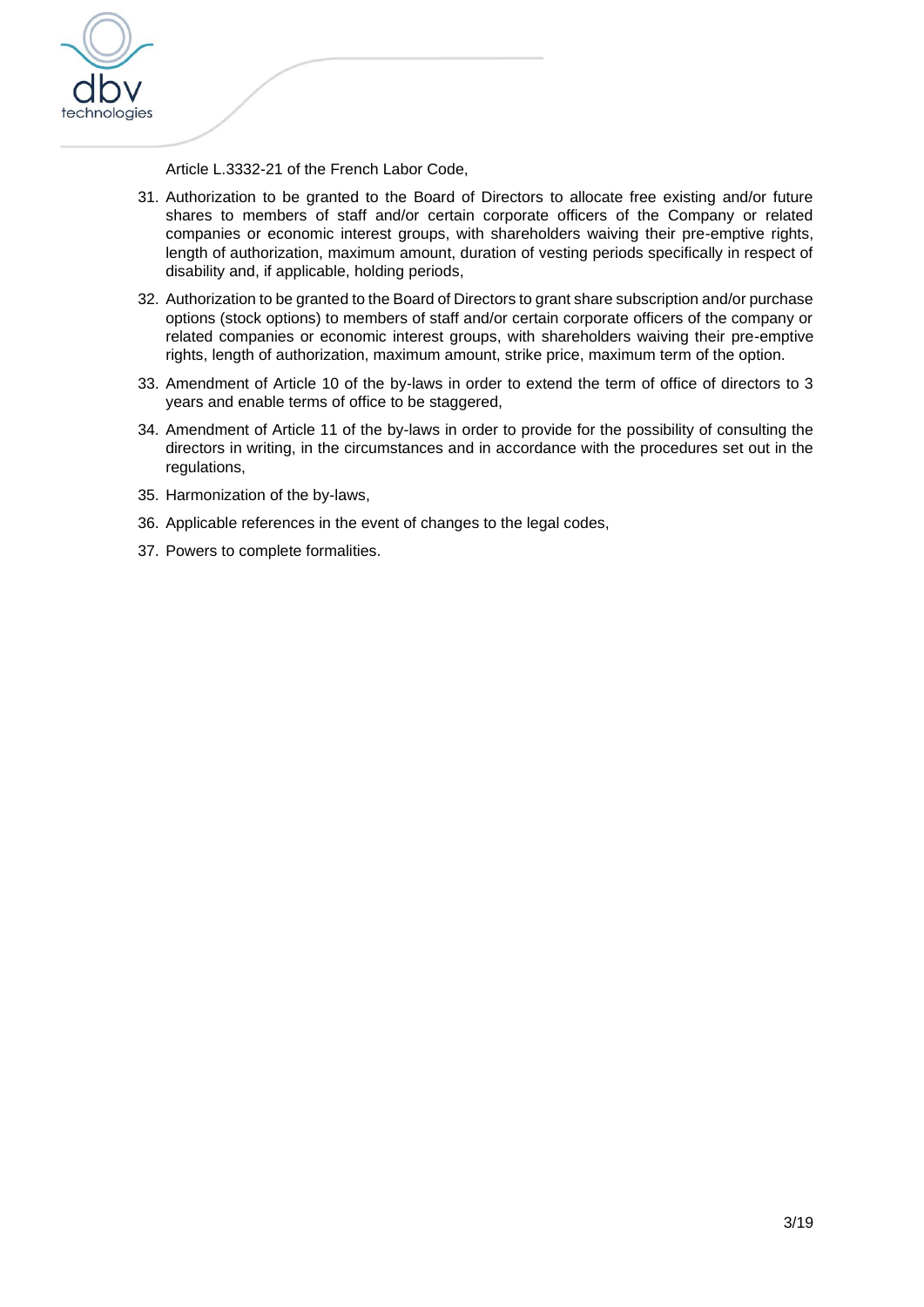Article L.3332-21 of the French Labor Code,

31. Authorization to be granted to the Board of Directors to allocate free existing and/or future shares to members of staff and/or certain corporate officers of the Company or related companies or economic interest groups, with shareholders waiving their pre-emptive rights, length of authorization, maximum amount, duration of vesting periods specifically in respect of disability and, if applicable, holding periods,
32. Authorization to be granted to the Board of Directors to grant share subscription and/or purchase options (stock options) to members of staff and/or certain corporate officers of the company or related companies or economic interest groups, with shareholders waiving their pre-emptive rights, length of authorization, maximum amount, strike price, maximum term of the option.
33. Amendment of Article 10 of the by-laws in order to extend the term of office of directors to 3 years and enable terms of office to be staggered,
34. Amendment of Article 11 of the by-laws in order to provide for the possibility of consulting the directors in writing, in the circumstances and in accordance with the procedures set out in the regulations,
35. Harmonization of the by-laws,
36. Applicable references in the event of changes to the legal codes,
37. Powers to complete formalities.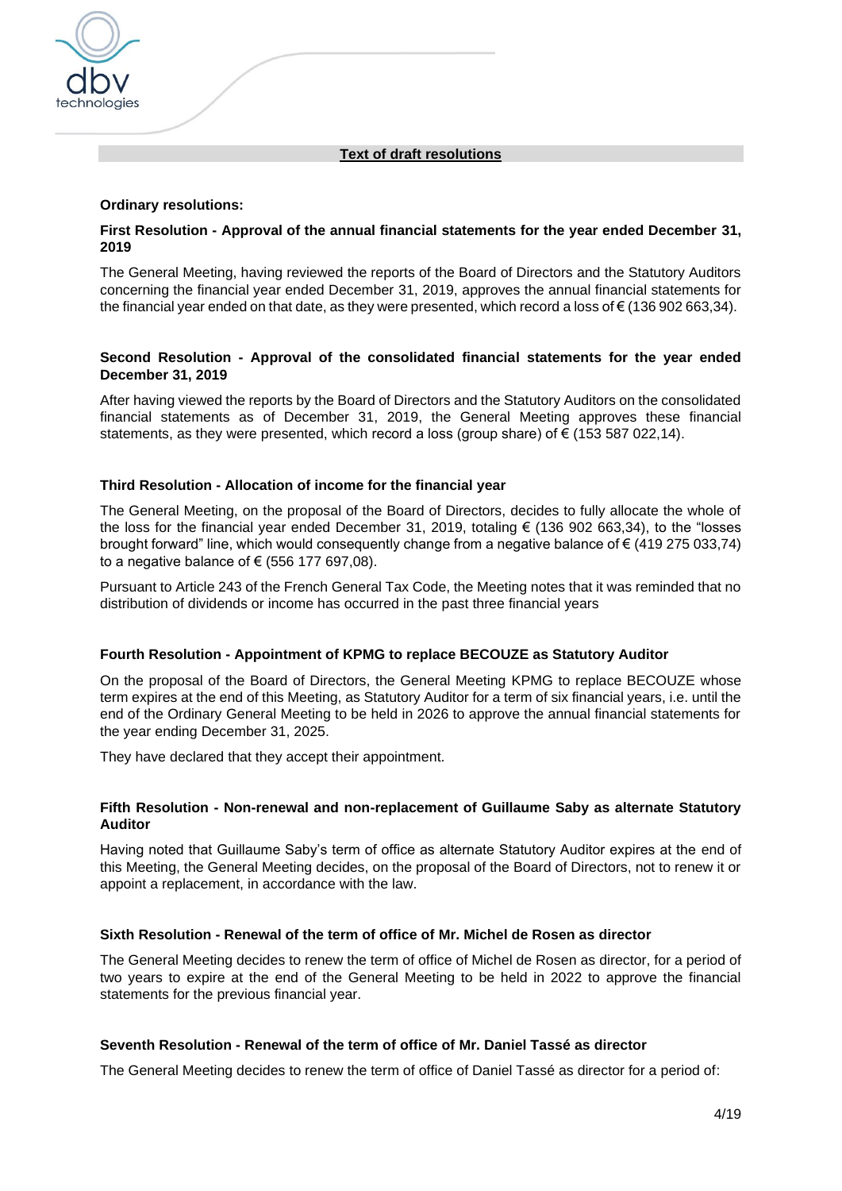## Text of draft resolutions

**Ordinary resolutions:**

**First Resolution - Approval of the annual financial statements for the year ended December 31, 2019**

The General Meeting, having reviewed the reports of the Board of Directors and the Statutory Auditors concerning the financial year ended December 31, 2019, approves the annual financial statements for the financial year ended on that date, as they were presented, which record a loss of € (136 902 663,34).

**Second Resolution - Approval of the consolidated financial statements for the year ended December 31, 2019**

After having viewed the reports by the Board of Directors and the Statutory Auditors on the consolidated financial statements as of December 31, 2019, the General Meeting approves these financial statements, as they were presented, which record a loss (group share) of € (153 587 022,14).

**Third Resolution - Allocation of income for the financial year**

The General Meeting, on the proposal of the Board of Directors, decides to fully allocate the whole of the loss for the financial year ended December 31, 2019, totaling € (136 902 663,34), to the "losses brought forward" line, which would consequently change from a negative balance of € (419 275 033,74) to a negative balance of € (556 177 697,08).

Pursuant to Article 243 of the French General Tax Code, the Meeting notes that it was reminded that no distribution of dividends or income has occurred in the past three financial years

**Fourth Resolution - Appointment of KPMG to replace BECOUZE as Statutory Auditor**

On the proposal of the Board of Directors, the General Meeting KPMG to replace BECOUZE whose term expires at the end of this Meeting, as Statutory Auditor for a term of six financial years, i.e. until the end of the Ordinary General Meeting to be held in 2026 to approve the annual financial statements for the year ending December 31, 2025.

They have declared that they accept their appointment.

**Fifth Resolution - Non-renewal and non-replacement of Guillaume Saby as alternate Statutory Auditor**

Having noted that Guillaume Saby's term of office as alternate Statutory Auditor expires at the end of this Meeting, the General Meeting decides, on the proposal of the Board of Directors, not to renew it or appoint a replacement, in accordance with the law.

**Sixth Resolution - Renewal of the term of office of Mr. Michel de Rosen as director**

The General Meeting decides to renew the term of office of Michel de Rosen as director, for a period of two years to expire at the end of the General Meeting to be held in 2022 to approve the financial statements for the previous financial year.

**Seventh Resolution - Renewal of the term of office of Mr. Daniel Tassé as director**

The General Meeting decides to renew the term of office of Daniel Tassé as director for a period of: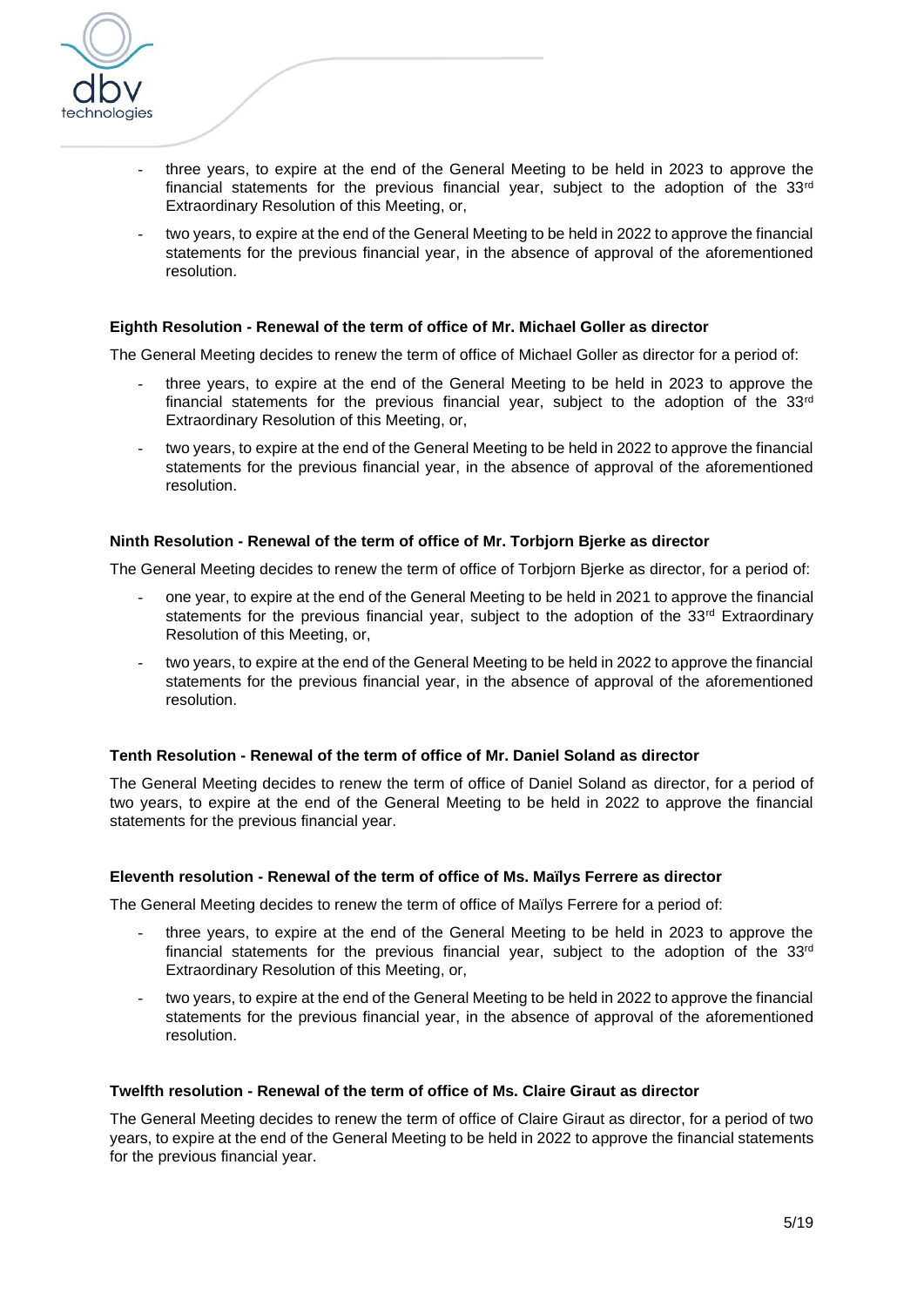- three years, to expire at the end of the General Meeting to be held in 2023 to approve the financial statements for the previous financial year, subject to the adoption of the 33rd Extraordinary Resolution of this Meeting, or,
- two years, to expire at the end of the General Meeting to be held in 2022 to approve the financial statements for the previous financial year, in the absence of approval of the aforementioned resolution.

**Eighth Resolution - Renewal of the term of office of Mr. Michael Goller as director**

The General Meeting decides to renew the term of office of Michael Goller as director for a period of:

- three years, to expire at the end of the General Meeting to be held in 2023 to approve the financial statements for the previous financial year, subject to the adoption of the 33rd Extraordinary Resolution of this Meeting, or,
- two years, to expire at the end of the General Meeting to be held in 2022 to approve the financial statements for the previous financial year, in the absence of approval of the aforementioned resolution.

**Ninth Resolution - Renewal of the term of office of Mr. Torbjorn Bjerke as director**

The General Meeting decides to renew the term of office of Torbjorn Bjerke as director, for a period of:

- one year, to expire at the end of the General Meeting to be held in 2021 to approve the financial statements for the previous financial year, subject to the adoption of the 33rd Extraordinary Resolution of this Meeting, or,
- two years, to expire at the end of the General Meeting to be held in 2022 to approve the financial statements for the previous financial year, in the absence of approval of the aforementioned resolution.

**Tenth Resolution - Renewal of the term of office of Mr. Daniel Soland as director**

The General Meeting decides to renew the term of office of Daniel Soland as director, for a period of two years, to expire at the end of the General Meeting to be held in 2022 to approve the financial statements for the previous financial year.

**Eleventh resolution - Renewal of the term of office of Ms. Maïlys Ferrere as director**

The General Meeting decides to renew the term of office of Maïlys Ferrere for a period of:

- three years, to expire at the end of the General Meeting to be held in 2023 to approve the financial statements for the previous financial year, subject to the adoption of the 33rd Extraordinary Resolution of this Meeting, or,
- two years, to expire at the end of the General Meeting to be held in 2022 to approve the financial statements for the previous financial year, in the absence of approval of the aforementioned resolution.

**Twelfth resolution - Renewal of the term of office of Ms. Claire Giraut as director**

The General Meeting decides to renew the term of office of Claire Giraut as director, for a period of two years, to expire at the end of the General Meeting to be held in 2022 to approve the financial statements for the previous financial year.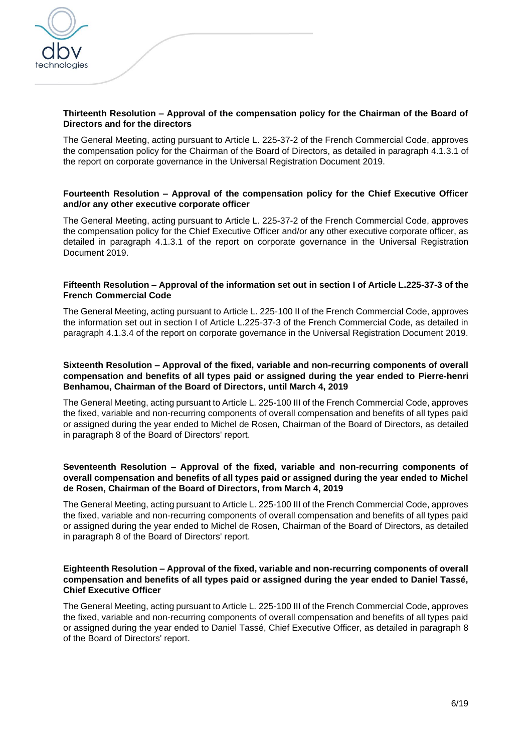**Thirteenth Resolution – Approval of the compensation policy for the Chairman of the Board of Directors and for the directors**

The General Meeting, acting pursuant to Article L. 225-37-2 of the French Commercial Code, approves the compensation policy for the Chairman of the Board of Directors, as detailed in paragraph 4.1.3.1 of the report on corporate governance in the Universal Registration Document 2019.

**Fourteenth Resolution – Approval of the compensation policy for the Chief Executive Officer and/or any other executive corporate officer**

The General Meeting, acting pursuant to Article L. 225-37-2 of the French Commercial Code, approves the compensation policy for the Chief Executive Officer and/or any other executive corporate officer, as detailed in paragraph 4.1.3.1 of the report on corporate governance in the Universal Registration Document 2019.

**Fifteenth Resolution – Approval of the information set out in section I of Article L.225-37-3 of the French Commercial Code**

The General Meeting, acting pursuant to Article L. 225-100 II of the French Commercial Code, approves the information set out in section I of Article L.225-37-3 of the French Commercial Code, as detailed in paragraph 4.1.3.4 of the report on corporate governance in the Universal Registration Document 2019.

**Sixteenth Resolution – Approval of the fixed, variable and non-recurring components of overall compensation and benefits of all types paid or assigned during the year ended to Pierre-henri Benhamou, Chairman of the Board of Directors, until March 4, 2019**

The General Meeting, acting pursuant to Article L. 225-100 III of the French Commercial Code, approves the fixed, variable and non-recurring components of overall compensation and benefits of all types paid or assigned during the year ended to Michel de Rosen, Chairman of the Board of Directors, as detailed in paragraph 8 of the Board of Directors' report.

**Seventeenth Resolution – Approval of the fixed, variable and non-recurring components of overall compensation and benefits of all types paid or assigned during the year ended to Michel de Rosen, Chairman of the Board of Directors, from March 4, 2019**

The General Meeting, acting pursuant to Article L. 225-100 III of the French Commercial Code, approves the fixed, variable and non-recurring components of overall compensation and benefits of all types paid or assigned during the year ended to Michel de Rosen, Chairman of the Board of Directors, as detailed in paragraph 8 of the Board of Directors' report.

**Eighteenth Resolution – Approval of the fixed, variable and non-recurring components of overall compensation and benefits of all types paid or assigned during the year ended to Daniel Tassé, Chief Executive Officer**

The General Meeting, acting pursuant to Article L. 225-100 III of the French Commercial Code, approves the fixed, variable and non-recurring components of overall compensation and benefits of all types paid or assigned during the year ended to Daniel Tassé, Chief Executive Officer, as detailed in paragraph 8 of the Board of Directors' report.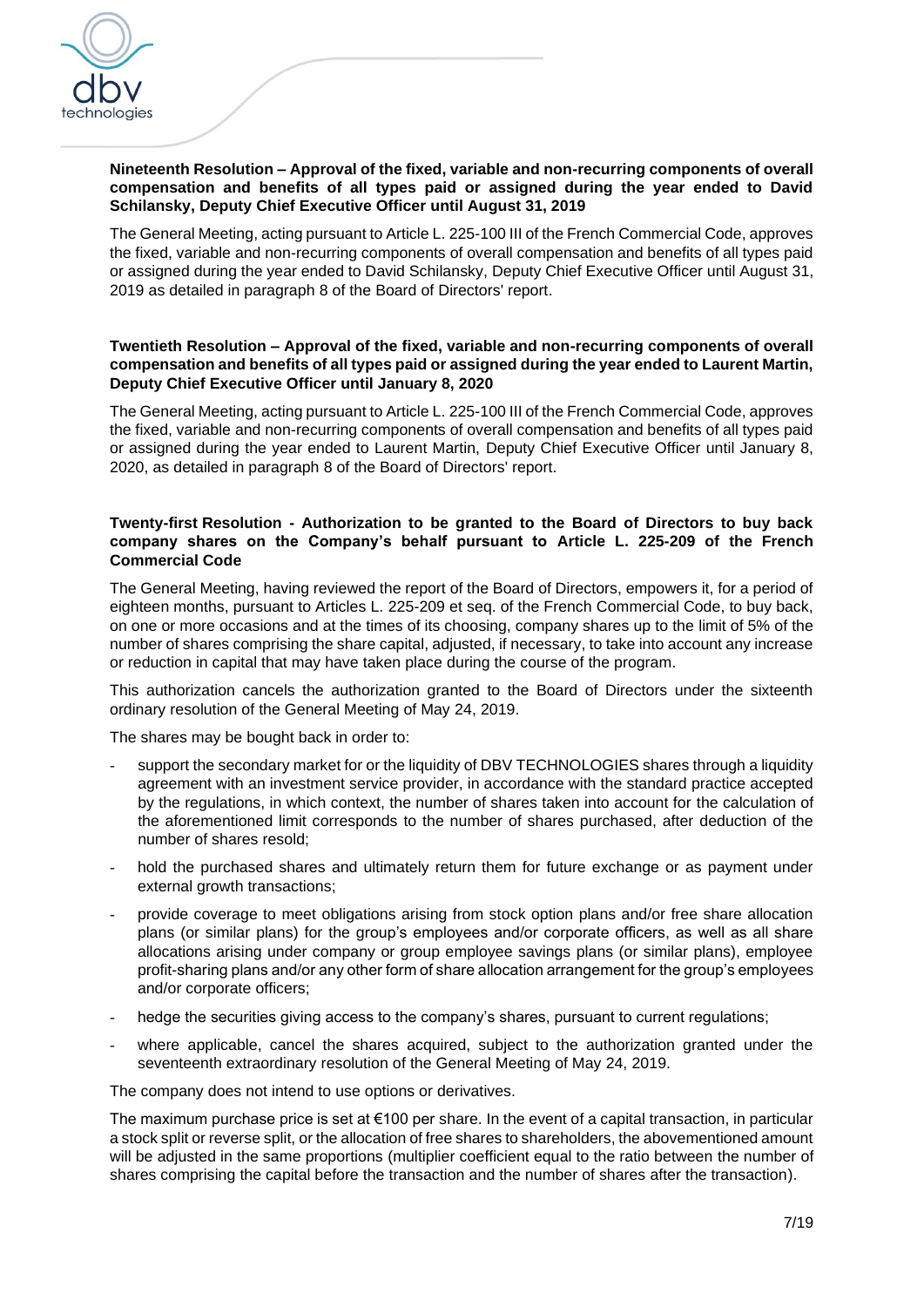**Nineteenth Resolution – Approval of the fixed, variable and non-recurring components of overall compensation and benefits of all types paid or assigned during the year ended to David Schilansky, Deputy Chief Executive Officer until August 31, 2019**

The General Meeting, acting pursuant to Article L. 225-100 III of the French Commercial Code, approves the fixed, variable and non-recurring components of overall compensation and benefits of all types paid or assigned during the year ended to David Schilansky, Deputy Chief Executive Officer until August 31, 2019 as detailed in paragraph 8 of the Board of Directors' report.

**Twentieth Resolution – Approval of the fixed, variable and non-recurring components of overall compensation and benefits of all types paid or assigned during the year ended to Laurent Martin, Deputy Chief Executive Officer until January 8, 2020**

The General Meeting, acting pursuant to Article L. 225-100 III of the French Commercial Code, approves the fixed, variable and non-recurring components of overall compensation and benefits of all types paid or assigned during the year ended to Laurent Martin, Deputy Chief Executive Officer until January 8, 2020, as detailed in paragraph 8 of the Board of Directors' report.

**Twenty-first Resolution - Authorization to be granted to the Board of Directors to buy back company shares on the Company's behalf pursuant to Article L. 225-209 of the French Commercial Code**

The General Meeting, having reviewed the report of the Board of Directors, empowers it, for a period of eighteen months, pursuant to Articles L. 225-209 et seq. of the French Commercial Code, to buy back, on one or more occasions and at the times of its choosing, company shares up to the limit of 5% of the number of shares comprising the share capital, adjusted, if necessary, to take into account any increase or reduction in capital that may have taken place during the course of the program.

This authorization cancels the authorization granted to the Board of Directors under the sixteenth ordinary resolution of the General Meeting of May 24, 2019.

The shares may be bought back in order to:

- support the secondary market for or the liquidity of DBV TECHNOLOGIES shares through a liquidity agreement with an investment service provider, in accordance with the standard practice accepted by the regulations, in which context, the number of shares taken into account for the calculation of the aforementioned limit corresponds to the number of shares purchased, after deduction of the number of shares resold;
- hold the purchased shares and ultimately return them for future exchange or as payment under external growth transactions;
- provide coverage to meet obligations arising from stock option plans and/or free share allocation plans (or similar plans) for the group's employees and/or corporate officers, as well as all share allocations arising under company or group employee savings plans (or similar plans), employee profit-sharing plans and/or any other form of share allocation arrangement for the group's employees and/or corporate officers;
- hedge the securities giving access to the company's shares, pursuant to current regulations;
- where applicable, cancel the shares acquired, subject to the authorization granted under the seventeenth extraordinary resolution of the General Meeting of May 24, 2019.

The company does not intend to use options or derivatives.

The maximum purchase price is set at €100 per share. In the event of a capital transaction, in particular a stock split or reverse split, or the allocation of free shares to shareholders, the abovementioned amount will be adjusted in the same proportions (multiplier coefficient equal to the ratio between the number of shares comprising the capital before the transaction and the number of shares after the transaction).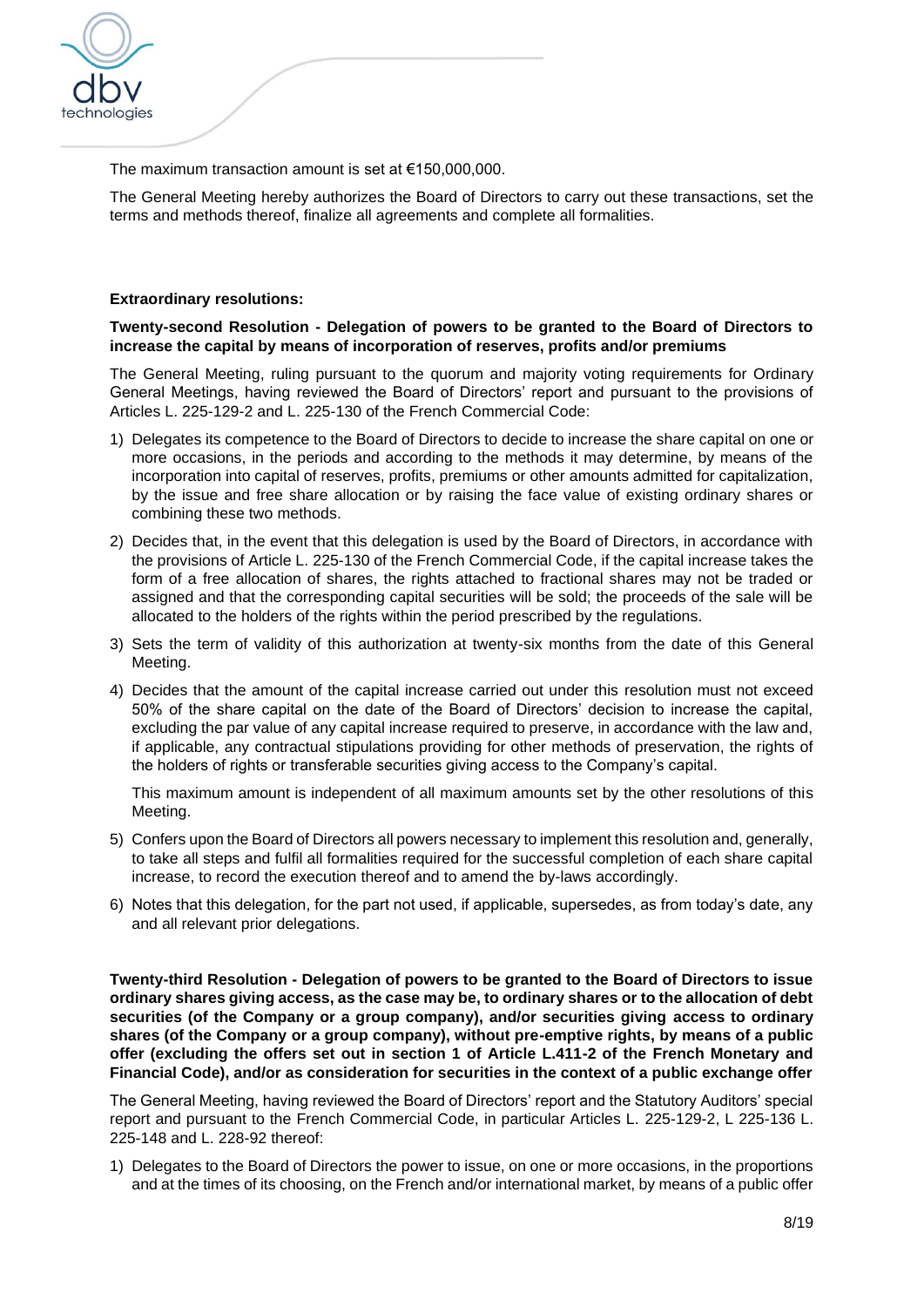The maximum transaction amount is set at €150,000,000.

The General Meeting hereby authorizes the Board of Directors to carry out these transactions, set the terms and methods thereof, finalize all agreements and complete all formalities.

**Extraordinary resolutions:**

**Twenty-second Resolution - Delegation of powers to be granted to the Board of Directors to increase the capital by means of incorporation of reserves, profits and/or premiums**

The General Meeting, ruling pursuant to the quorum and majority voting requirements for Ordinary General Meetings, having reviewed the Board of Directors' report and pursuant to the provisions of Articles L. 225-129-2 and L. 225-130 of the French Commercial Code:

1) Delegates its competence to the Board of Directors to decide to increase the share capital on one or more occasions, in the periods and according to the methods it may determine, by means of the incorporation into capital of reserves, profits, premiums or other amounts admitted for capitalization, by the issue and free share allocation or by raising the face value of existing ordinary shares or combining these two methods.
2) Decides that, in the event that this delegation is used by the Board of Directors, in accordance with the provisions of Article L. 225-130 of the French Commercial Code, if the capital increase takes the form of a free allocation of shares, the rights attached to fractional shares may not be traded or assigned and that the corresponding capital securities will be sold; the proceeds of the sale will be allocated to the holders of the rights within the period prescribed by the regulations.
3) Sets the term of validity of this authorization at twenty-six months from the date of this General Meeting.
4) Decides that the amount of the capital increase carried out under this resolution must not exceed 50% of the share capital on the date of the Board of Directors' decision to increase the capital, excluding the par value of any capital increase required to preserve, in accordance with the law and, if applicable, any contractual stipulations providing for other methods of preservation, the rights of the holders of rights or transferable securities giving access to the Company's capital.

   This maximum amount is independent of all maximum amounts set by the other resolutions of this Meeting.
5) Confers upon the Board of Directors all powers necessary to implement this resolution and, generally, to take all steps and fulfil all formalities required for the successful completion of each share capital increase, to record the execution thereof and to amend the by-laws accordingly.
6) Notes that this delegation, for the part not used, if applicable, supersedes, as from today's date, any and all relevant prior delegations.

**Twenty-third Resolution - Delegation of powers to be granted to the Board of Directors to issue ordinary shares giving access, as the case may be, to ordinary shares or to the allocation of debt securities (of the Company or a group company), and/or securities giving access to ordinary shares (of the Company or a group company), without pre-emptive rights, by means of a public offer (excluding the offers set out in section 1 of Article L.411-2 of the French Monetary and Financial Code), and/or as consideration for securities in the context of a public exchange offer**

The General Meeting, having reviewed the Board of Directors' report and the Statutory Auditors' special report and pursuant to the French Commercial Code, in particular Articles L. 225-129-2, L 225-136 L. 225-148 and L. 228-92 thereof:

1) Delegates to the Board of Directors the power to issue, on one or more occasions, in the proportions and at the times of its choosing, on the French and/or international market, by means of a public offer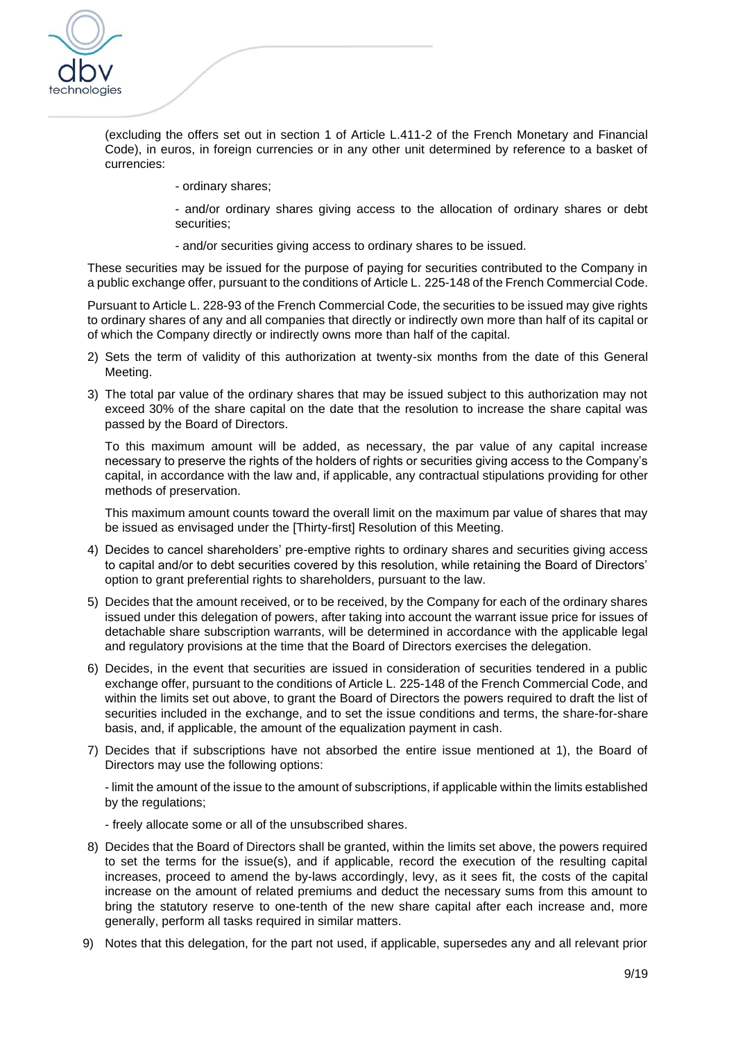(excluding the offers set out in section 1 of Article L.411-2 of the French Monetary and Financial Code), in euros, in foreign currencies or in any other unit determined by reference to a basket of currencies:

- ordinary shares;
- and/or ordinary shares giving access to the allocation of ordinary shares or debt securities;
- and/or securities giving access to ordinary shares to be issued.

These securities may be issued for the purpose of paying for securities contributed to the Company in a public exchange offer, pursuant to the conditions of Article L. 225-148 of the French Commercial Code.

Pursuant to Article L. 228-93 of the French Commercial Code, the securities to be issued may give rights to ordinary shares of any and all companies that directly or indirectly own more than half of its capital or of which the Company directly or indirectly owns more than half of the capital.

2) Sets the term of validity of this authorization at twenty-six months from the date of this General Meeting.

3) The total par value of the ordinary shares that may be issued subject to this authorization may not exceed 30% of the share capital on the date that the resolution to increase the share capital was passed by the Board of Directors.

   To this maximum amount will be added, as necessary, the par value of any capital increase necessary to preserve the rights of the holders of rights or securities giving access to the Company's capital, in accordance with the law and, if applicable, any contractual stipulations providing for other methods of preservation.

   This maximum amount counts toward the overall limit on the maximum par value of shares that may be issued as envisaged under the [Thirty-first] Resolution of this Meeting.

4) Decides to cancel shareholders' pre-emptive rights to ordinary shares and securities giving access to capital and/or to debt securities covered by this resolution, while retaining the Board of Directors' option to grant preferential rights to shareholders, pursuant to the law.

5) Decides that the amount received, or to be received, by the Company for each of the ordinary shares issued under this delegation of powers, after taking into account the warrant issue price for issues of detachable share subscription warrants, will be determined in accordance with the applicable legal and regulatory provisions at the time that the Board of Directors exercises the delegation.

6) Decides, in the event that securities are issued in consideration of securities tendered in a public exchange offer, pursuant to the conditions of Article L. 225-148 of the French Commercial Code, and within the limits set out above, to grant the Board of Directors the powers required to draft the list of securities included in the exchange, and to set the issue conditions and terms, the share-for-share basis, and, if applicable, the amount of the equalization payment in cash.

7) Decides that if subscriptions have not absorbed the entire issue mentioned at 1), the Board of Directors may use the following options:

   - limit the amount of the issue to the amount of subscriptions, if applicable within the limits established by the regulations;

   - freely allocate some or all of the unsubscribed shares.

8) Decides that the Board of Directors shall be granted, within the limits set above, the powers required to set the terms for the issue(s), and if applicable, record the execution of the resulting capital increases, proceed to amend the by-laws accordingly, levy, as it sees fit, the costs of the capital increase on the amount of related premiums and deduct the necessary sums from this amount to bring the statutory reserve to one-tenth of the new share capital after each increase and, more generally, perform all tasks required in similar matters.

9) Notes that this delegation, for the part not used, if applicable, supersedes any and all relevant prior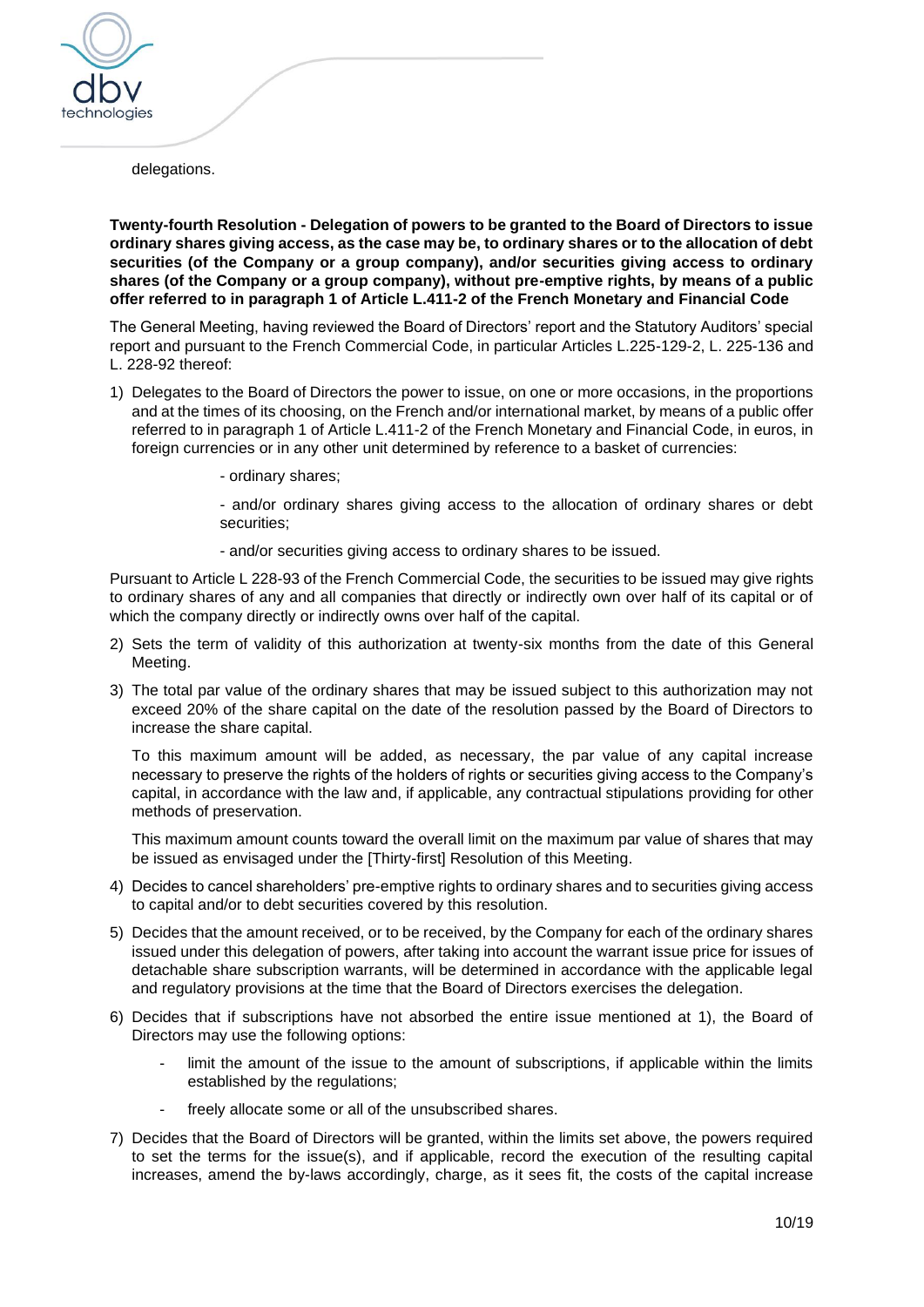delegations.

**Twenty-fourth Resolution - Delegation of powers to be granted to the Board of Directors to issue ordinary shares giving access, as the case may be, to ordinary shares or to the allocation of debt securities (of the Company or a group company), and/or securities giving access to ordinary shares (of the Company or a group company), without pre-emptive rights, by means of a public offer referred to in paragraph 1 of Article L.411-2 of the French Monetary and Financial Code**

The General Meeting, having reviewed the Board of Directors' report and the Statutory Auditors' special report and pursuant to the French Commercial Code, in particular Articles L.225-129-2, L. 225-136 and L. 228-92 thereof:

1) Delegates to the Board of Directors the power to issue, on one or more occasions, in the proportions and at the times of its choosing, on the French and/or international market, by means of a public offer referred to in paragraph 1 of Article L.411-2 of the French Monetary and Financial Code, in euros, in foreign currencies or in any other unit determined by reference to a basket of currencies:

   - ordinary shares;

   - and/or ordinary shares giving access to the allocation of ordinary shares or debt securities;

   - and/or securities giving access to ordinary shares to be issued.

Pursuant to Article L 228-93 of the French Commercial Code, the securities to be issued may give rights to ordinary shares of any and all companies that directly or indirectly own over half of its capital or of which the company directly or indirectly owns over half of the capital.

2) Sets the term of validity of this authorization at twenty-six months from the date of this General Meeting.

3) The total par value of the ordinary shares that may be issued subject to this authorization may not exceed 20% of the share capital on the date of the resolution passed by the Board of Directors to increase the share capital.

   To this maximum amount will be added, as necessary, the par value of any capital increase necessary to preserve the rights of the holders of rights or securities giving access to the Company's capital, in accordance with the law and, if applicable, any contractual stipulations providing for other methods of preservation.

   This maximum amount counts toward the overall limit on the maximum par value of shares that may be issued as envisaged under the [Thirty-first] Resolution of this Meeting.

4) Decides to cancel shareholders' pre-emptive rights to ordinary shares and to securities giving access to capital and/or to debt securities covered by this resolution.

5) Decides that the amount received, or to be received, by the Company for each of the ordinary shares issued under this delegation of powers, after taking into account the warrant issue price for issues of detachable share subscription warrants, will be determined in accordance with the applicable legal and regulatory provisions at the time that the Board of Directors exercises the delegation.

6) Decides that if subscriptions have not absorbed the entire issue mentioned at 1), the Board of Directors may use the following options:

   - limit the amount of the issue to the amount of subscriptions, if applicable within the limits established by the regulations;
   - freely allocate some or all of the unsubscribed shares.

7) Decides that the Board of Directors will be granted, within the limits set above, the powers required to set the terms for the issue(s), and if applicable, record the execution of the resulting capital increases, amend the by-laws accordingly, charge, as it sees fit, the costs of the capital increase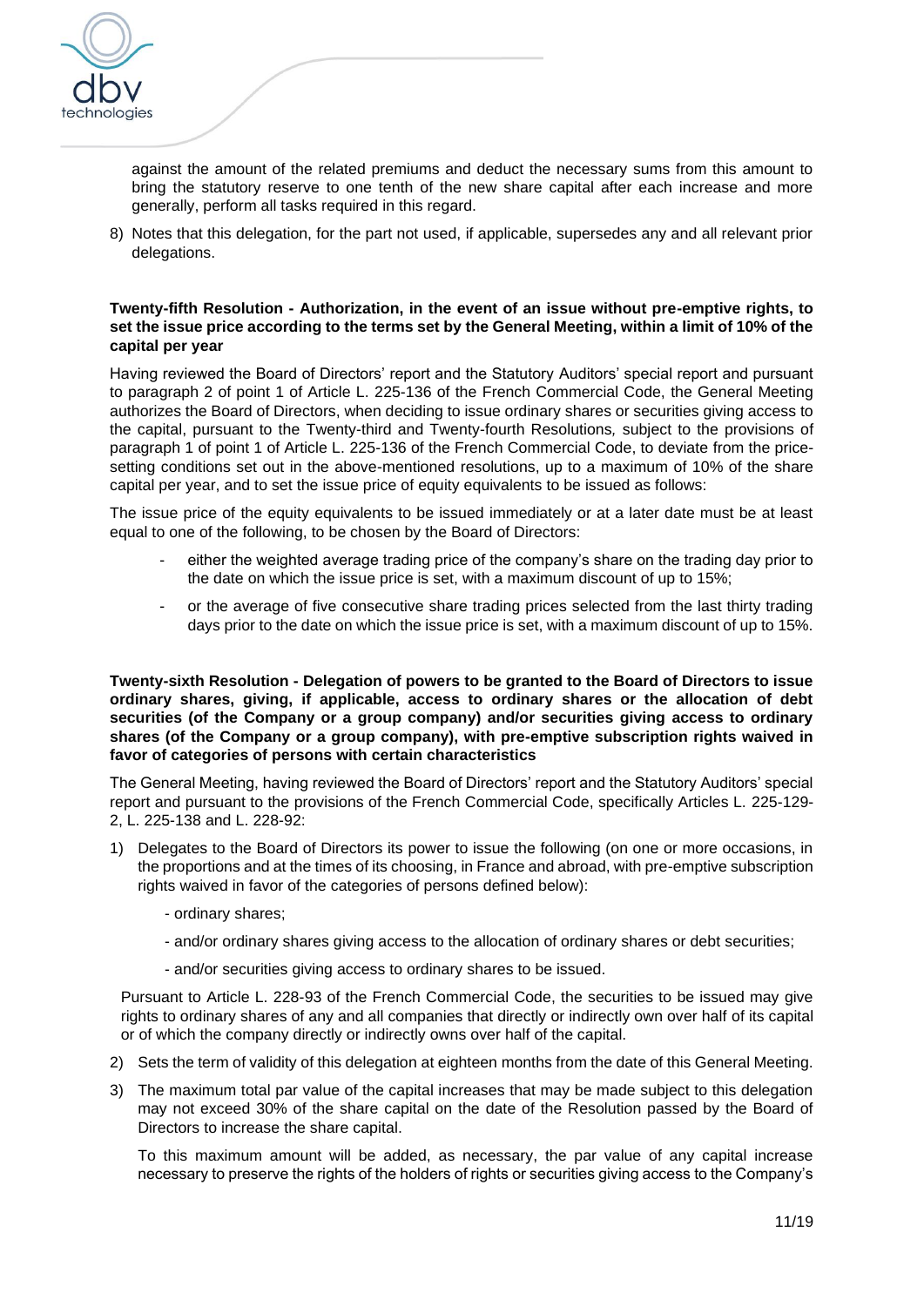against the amount of the related premiums and deduct the necessary sums from this amount to bring the statutory reserve to one tenth of the new share capital after each increase and more generally, perform all tasks required in this regard.

8) Notes that this delegation, for the part not used, if applicable, supersedes any and all relevant prior delegations.

**Twenty-fifth Resolution - Authorization, in the event of an issue without pre-emptive rights, to set the issue price according to the terms set by the General Meeting, within a limit of 10% of the capital per year**

Having reviewed the Board of Directors' report and the Statutory Auditors' special report and pursuant to paragraph 2 of point 1 of Article L. 225-136 of the French Commercial Code, the General Meeting authorizes the Board of Directors, when deciding to issue ordinary shares or securities giving access to the capital, pursuant to the Twenty-third and Twenty-fourth Resolutions*,* subject to the provisions of paragraph 1 of point 1 of Article L. 225-136 of the French Commercial Code, to deviate from the price-setting conditions set out in the above-mentioned resolutions, up to a maximum of 10% of the share capital per year, and to set the issue price of equity equivalents to be issued as follows:

The issue price of the equity equivalents to be issued immediately or at a later date must be at least equal to one of the following, to be chosen by the Board of Directors:

- either the weighted average trading price of the company's share on the trading day prior to the date on which the issue price is set, with a maximum discount of up to 15%;
- or the average of five consecutive share trading prices selected from the last thirty trading days prior to the date on which the issue price is set, with a maximum discount of up to 15%.

**Twenty-sixth Resolution - Delegation of powers to be granted to the Board of Directors to issue ordinary shares, giving, if applicable, access to ordinary shares or the allocation of debt securities (of the Company or a group company) and/or securities giving access to ordinary shares (of the Company or a group company), with pre-emptive subscription rights waived in favor of categories of persons with certain characteristics**

The General Meeting, having reviewed the Board of Directors' report and the Statutory Auditors' special report and pursuant to the provisions of the French Commercial Code, specifically Articles L. 225-129-2, L. 225-138 and L. 228-92:

1) Delegates to the Board of Directors its power to issue the following (on one or more occasions, in the proportions and at the times of its choosing, in France and abroad, with pre-emptive subscription rights waived in favor of the categories of persons defined below):

   - ordinary shares;

   - and/or ordinary shares giving access to the allocation of ordinary shares or debt securities;

   - and/or securities giving access to ordinary shares to be issued.

   Pursuant to Article L. 228-93 of the French Commercial Code, the securities to be issued may give rights to ordinary shares of any and all companies that directly or indirectly own over half of its capital or of which the company directly or indirectly owns over half of the capital.

2) Sets the term of validity of this delegation at eighteen months from the date of this General Meeting.

3) The maximum total par value of the capital increases that may be made subject to this delegation may not exceed 30% of the share capital on the date of the Resolution passed by the Board of Directors to increase the share capital.

   To this maximum amount will be added, as necessary, the par value of any capital increase necessary to preserve the rights of the holders of rights or securities giving access to the Company's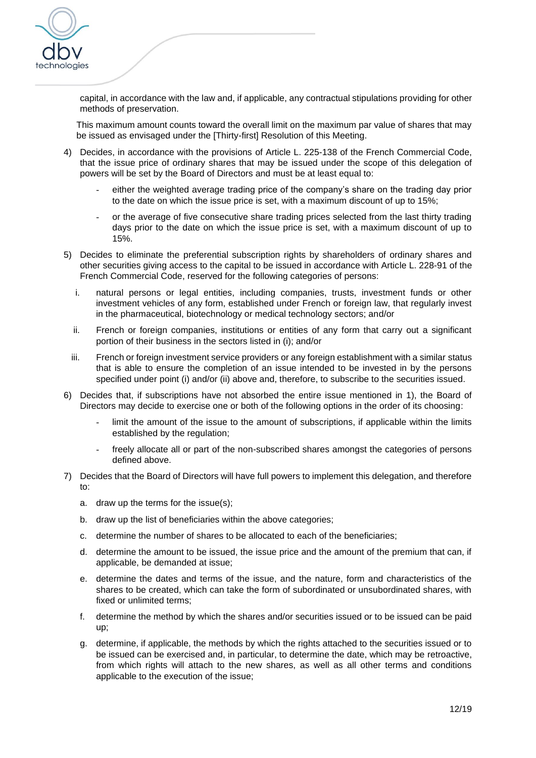capital, in accordance with the law and, if applicable, any contractual stipulations providing for other methods of preservation.

This maximum amount counts toward the overall limit on the maximum par value of shares that may be issued as envisaged under the [Thirty-first] Resolution of this Meeting.

4) Decides, in accordance with the provisions of Article L. 225-138 of the French Commercial Code, that the issue price of ordinary shares that may be issued under the scope of this delegation of powers will be set by the Board of Directors and must be at least equal to:

   - either the weighted average trading price of the company's share on the trading day prior to the date on which the issue price is set, with a maximum discount of up to 15%;
   - or the average of five consecutive share trading prices selected from the last thirty trading days prior to the date on which the issue price is set, with a maximum discount of up to 15%.

5) Decides to eliminate the preferential subscription rights by shareholders of ordinary shares and other securities giving access to the capital to be issued in accordance with Article L. 228-91 of the French Commercial Code, reserved for the following categories of persons:

   i. natural persons or legal entities, including companies, trusts, investment funds or other investment vehicles of any form, established under French or foreign law, that regularly invest in the pharmaceutical, biotechnology or medical technology sectors; and/or

   ii. French or foreign companies, institutions or entities of any form that carry out a significant portion of their business in the sectors listed in (i); and/or

   iii. French or foreign investment service providers or any foreign establishment with a similar status that is able to ensure the completion of an issue intended to be invested in by the persons specified under point (i) and/or (ii) above and, therefore, to subscribe to the securities issued.

6) Decides that, if subscriptions have not absorbed the entire issue mentioned in 1), the Board of Directors may decide to exercise one or both of the following options in the order of its choosing:

   - limit the amount of the issue to the amount of subscriptions, if applicable within the limits established by the regulation;
   - freely allocate all or part of the non-subscribed shares amongst the categories of persons defined above.

7) Decides that the Board of Directors will have full powers to implement this delegation, and therefore to:

   a. draw up the terms for the issue(s);

   b. draw up the list of beneficiaries within the above categories;

   c. determine the number of shares to be allocated to each of the beneficiaries;

   d. determine the amount to be issued, the issue price and the amount of the premium that can, if applicable, be demanded at issue;

   e. determine the dates and terms of the issue, and the nature, form and characteristics of the shares to be created, which can take the form of subordinated or unsubordinated shares, with fixed or unlimited terms;

   f. determine the method by which the shares and/or securities issued or to be issued can be paid up;

   g. determine, if applicable, the methods by which the rights attached to the securities issued or to be issued can be exercised and, in particular, to determine the date, which may be retroactive, from which rights will attach to the new shares, as well as all other terms and conditions applicable to the execution of the issue;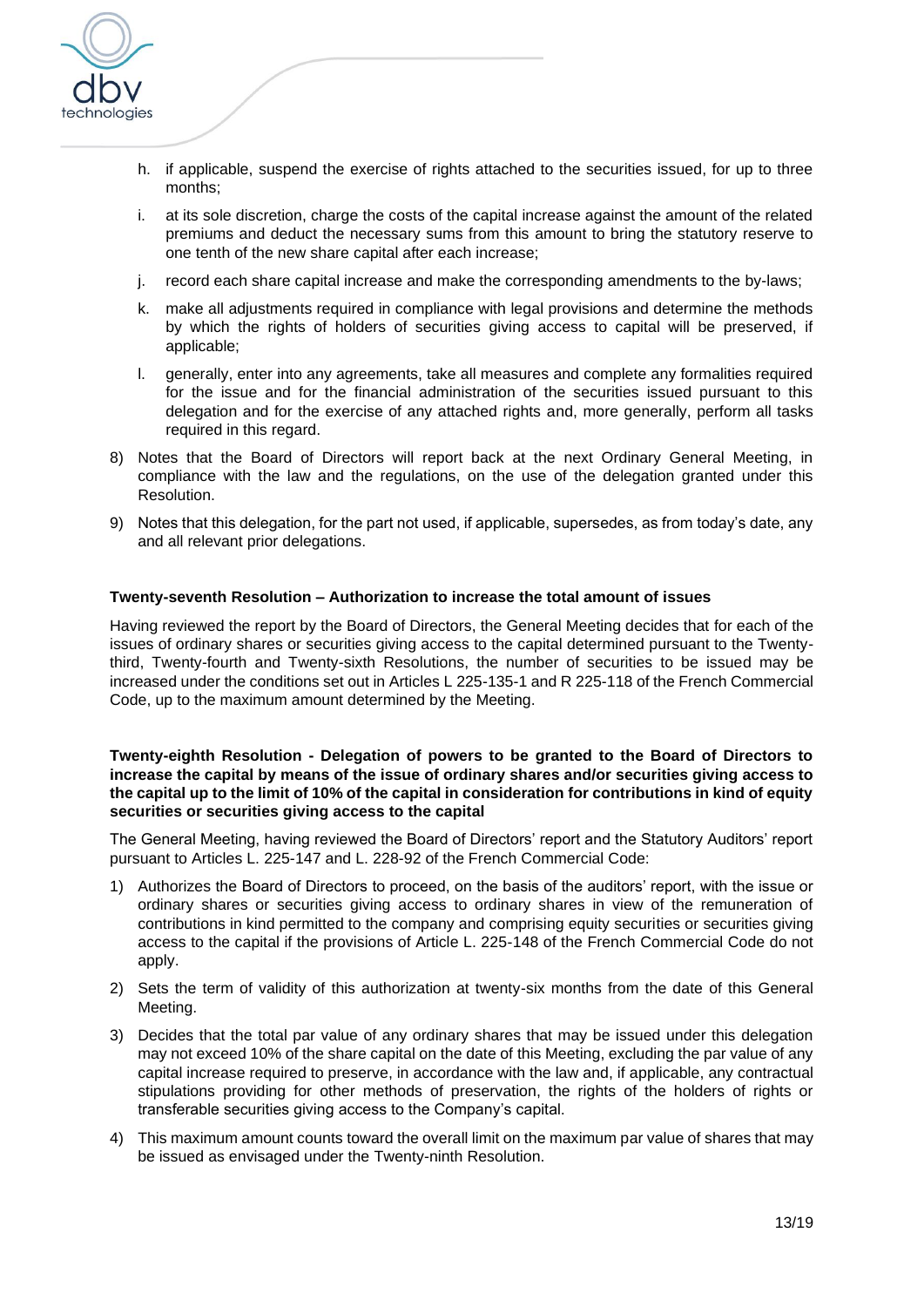h. if applicable, suspend the exercise of rights attached to the securities issued, for up to three months;

i. at its sole discretion, charge the costs of the capital increase against the amount of the related premiums and deduct the necessary sums from this amount to bring the statutory reserve to one tenth of the new share capital after each increase;

j. record each share capital increase and make the corresponding amendments to the by-laws;

k. make all adjustments required in compliance with legal provisions and determine the methods by which the rights of holders of securities giving access to capital will be preserved, if applicable;

l. generally, enter into any agreements, take all measures and complete any formalities required for the issue and for the financial administration of the securities issued pursuant to this delegation and for the exercise of any attached rights and, more generally, perform all tasks required in this regard.

8) Notes that the Board of Directors will report back at the next Ordinary General Meeting, in compliance with the law and the regulations, on the use of the delegation granted under this Resolution.

9) Notes that this delegation, for the part not used, if applicable, supersedes, as from today's date, any and all relevant prior delegations.

**Twenty-seventh Resolution – Authorization to increase the total amount of issues**

Having reviewed the report by the Board of Directors, the General Meeting decides that for each of the issues of ordinary shares or securities giving access to the capital determined pursuant to the Twenty-third, Twenty-fourth and Twenty-sixth Resolutions, the number of securities to be issued may be increased under the conditions set out in Articles L 225-135-1 and R 225-118 of the French Commercial Code, up to the maximum amount determined by the Meeting.

**Twenty-eighth Resolution - Delegation of powers to be granted to the Board of Directors to increase the capital by means of the issue of ordinary shares and/or securities giving access to the capital up to the limit of 10% of the capital in consideration for contributions in kind of equity securities or securities giving access to the capital**

The General Meeting, having reviewed the Board of Directors' report and the Statutory Auditors' report pursuant to Articles L. 225-147 and L. 228-92 of the French Commercial Code:

1) Authorizes the Board of Directors to proceed, on the basis of the auditors' report, with the issue or ordinary shares or securities giving access to ordinary shares in view of the remuneration of contributions in kind permitted to the company and comprising equity securities or securities giving access to the capital if the provisions of Article L. 225-148 of the French Commercial Code do not apply.

2) Sets the term of validity of this authorization at twenty-six months from the date of this General Meeting.

3) Decides that the total par value of any ordinary shares that may be issued under this delegation may not exceed 10% of the share capital on the date of this Meeting, excluding the par value of any capital increase required to preserve, in accordance with the law and, if applicable, any contractual stipulations providing for other methods of preservation, the rights of the holders of rights or transferable securities giving access to the Company's capital.

4) This maximum amount counts toward the overall limit on the maximum par value of shares that may be issued as envisaged under the Twenty-ninth Resolution.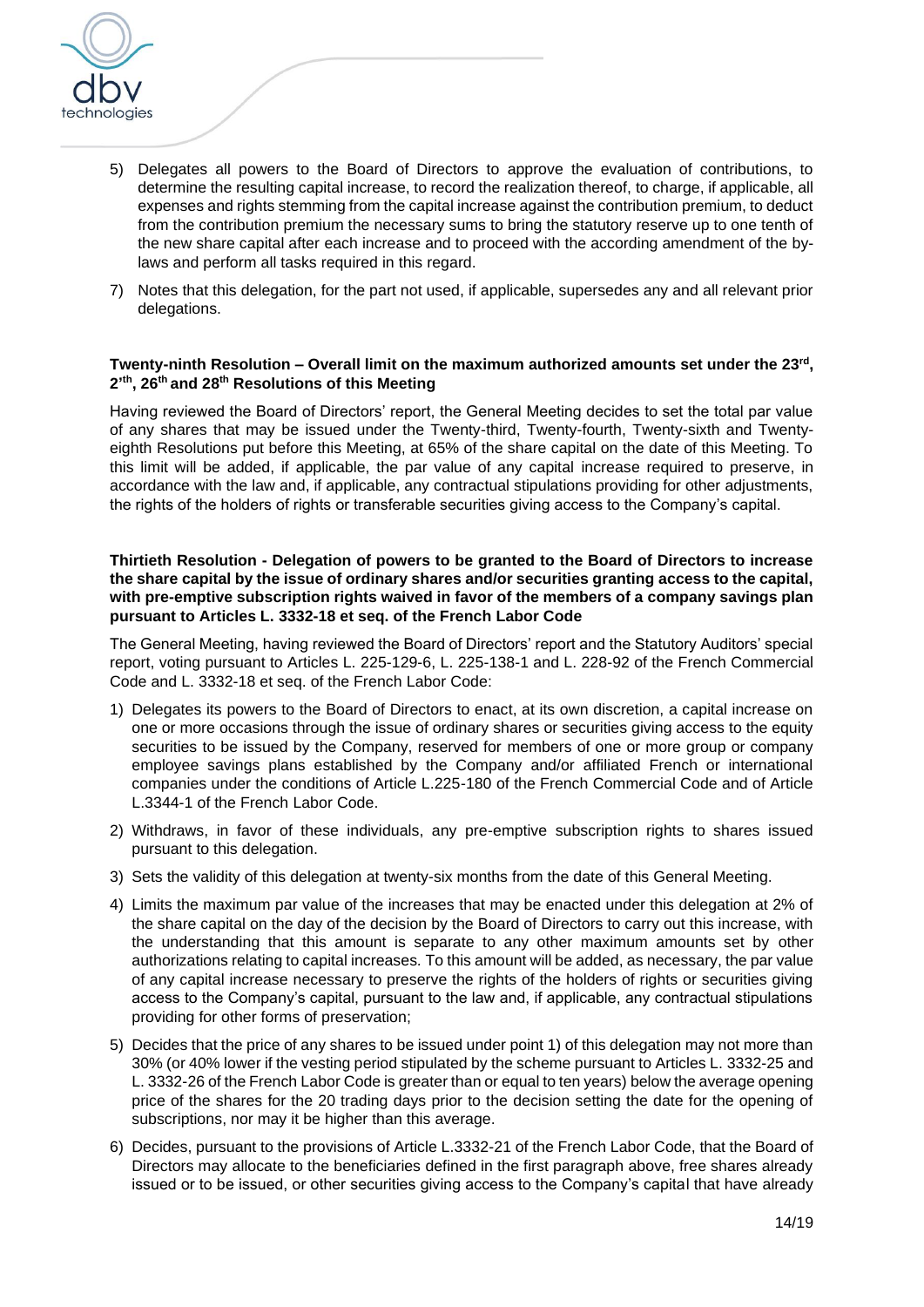5) Delegates all powers to the Board of Directors to approve the evaluation of contributions, to determine the resulting capital increase, to record the realization thereof, to charge, if applicable, all expenses and rights stemming from the capital increase against the contribution premium, to deduct from the contribution premium the necessary sums to bring the statutory reserve up to one tenth of the new share capital after each increase and to proceed with the according amendment of the by-laws and perform all tasks required in this regard.

7) Notes that this delegation, for the part not used, if applicable, supersedes any and all relevant prior delegations.

**Twenty-ninth Resolution – Overall limit on the maximum authorized amounts set under the 23rd, 2'th, 26th and 28th Resolutions of this Meeting**

Having reviewed the Board of Directors' report, the General Meeting decides to set the total par value of any shares that may be issued under the Twenty-third, Twenty-fourth, Twenty-sixth and Twenty-eighth Resolutions put before this Meeting, at 65% of the share capital on the date of this Meeting. To this limit will be added, if applicable, the par value of any capital increase required to preserve, in accordance with the law and, if applicable, any contractual stipulations providing for other adjustments, the rights of the holders of rights or transferable securities giving access to the Company's capital.

**Thirtieth Resolution - Delegation of powers to be granted to the Board of Directors to increase the share capital by the issue of ordinary shares and/or securities granting access to the capital, with pre-emptive subscription rights waived in favor of the members of a company savings plan pursuant to Articles L. 3332-18 et seq. of the French Labor Code**

The General Meeting, having reviewed the Board of Directors' report and the Statutory Auditors' special report, voting pursuant to Articles L. 225-129-6, L. 225-138-1 and L. 228-92 of the French Commercial Code and L. 3332-18 et seq. of the French Labor Code:

1) Delegates its powers to the Board of Directors to enact, at its own discretion, a capital increase on one or more occasions through the issue of ordinary shares or securities giving access to the equity securities to be issued by the Company, reserved for members of one or more group or company employee savings plans established by the Company and/or affiliated French or international companies under the conditions of Article L.225-180 of the French Commercial Code and of Article L.3344-1 of the French Labor Code.

2) Withdraws, in favor of these individuals, any pre-emptive subscription rights to shares issued pursuant to this delegation.

3) Sets the validity of this delegation at twenty-six months from the date of this General Meeting.

4) Limits the maximum par value of the increases that may be enacted under this delegation at 2% of the share capital on the day of the decision by the Board of Directors to carry out this increase, with the understanding that this amount is separate to any other maximum amounts set by other authorizations relating to capital increases. To this amount will be added, as necessary, the par value of any capital increase necessary to preserve the rights of the holders of rights or securities giving access to the Company's capital, pursuant to the law and, if applicable, any contractual stipulations providing for other forms of preservation;

5) Decides that the price of any shares to be issued under point 1) of this delegation may not more than 30% (or 40% lower if the vesting period stipulated by the scheme pursuant to Articles L. 3332-25 and L. 3332-26 of the French Labor Code is greater than or equal to ten years) below the average opening price of the shares for the 20 trading days prior to the decision setting the date for the opening of subscriptions, nor may it be higher than this average.

6) Decides, pursuant to the provisions of Article L.3332-21 of the French Labor Code, that the Board of Directors may allocate to the beneficiaries defined in the first paragraph above, free shares already issued or to be issued, or other securities giving access to the Company's capital that have already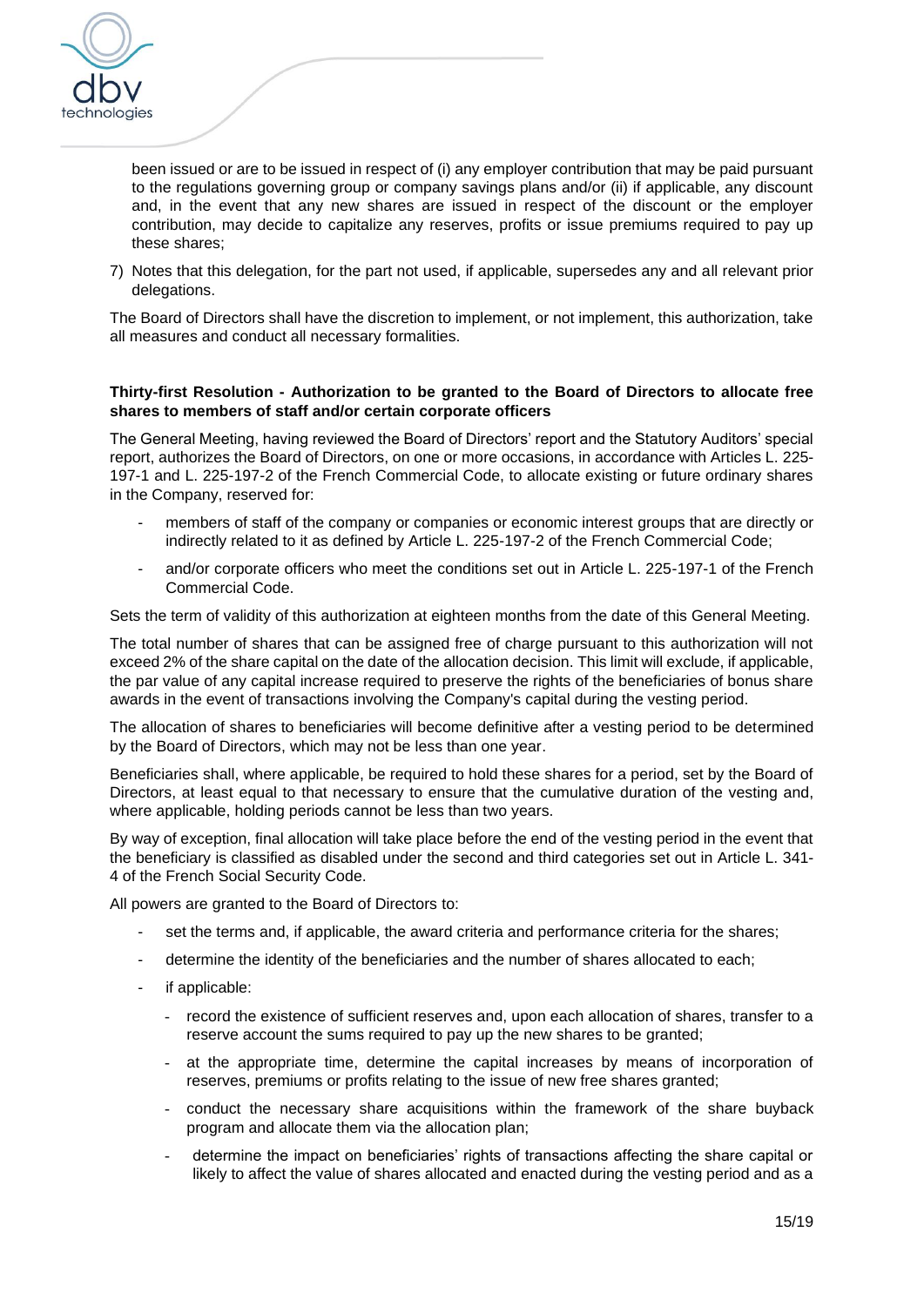been issued or are to be issued in respect of (i) any employer contribution that may be paid pursuant to the regulations governing group or company savings plans and/or (ii) if applicable, any discount and, in the event that any new shares are issued in respect of the discount or the employer contribution, may decide to capitalize any reserves, profits or issue premiums required to pay up these shares;

7) Notes that this delegation, for the part not used, if applicable, supersedes any and all relevant prior delegations.

The Board of Directors shall have the discretion to implement, or not implement, this authorization, take all measures and conduct all necessary formalities.

**Thirty-first Resolution - Authorization to be granted to the Board of Directors to allocate free shares to members of staff and/or certain corporate officers**

The General Meeting, having reviewed the Board of Directors' report and the Statutory Auditors' special report, authorizes the Board of Directors, on one or more occasions, in accordance with Articles L. 225-197-1 and L. 225-197-2 of the French Commercial Code, to allocate existing or future ordinary shares in the Company, reserved for:

- members of staff of the company or companies or economic interest groups that are directly or indirectly related to it as defined by Article L. 225-197-2 of the French Commercial Code;
- and/or corporate officers who meet the conditions set out in Article L. 225-197-1 of the French Commercial Code.

Sets the term of validity of this authorization at eighteen months from the date of this General Meeting.

The total number of shares that can be assigned free of charge pursuant to this authorization will not exceed 2% of the share capital on the date of the allocation decision. This limit will exclude, if applicable, the par value of any capital increase required to preserve the rights of the beneficiaries of bonus share awards in the event of transactions involving the Company's capital during the vesting period.

The allocation of shares to beneficiaries will become definitive after a vesting period to be determined by the Board of Directors, which may not be less than one year.

Beneficiaries shall, where applicable, be required to hold these shares for a period, set by the Board of Directors, at least equal to that necessary to ensure that the cumulative duration of the vesting and, where applicable, holding periods cannot be less than two years.

By way of exception, final allocation will take place before the end of the vesting period in the event that the beneficiary is classified as disabled under the second and third categories set out in Article L. 341-4 of the French Social Security Code.

All powers are granted to the Board of Directors to:

- set the terms and, if applicable, the award criteria and performance criteria for the shares;
- determine the identity of the beneficiaries and the number of shares allocated to each;
- if applicable:
  - record the existence of sufficient reserves and, upon each allocation of shares, transfer to a reserve account the sums required to pay up the new shares to be granted;
  - at the appropriate time, determine the capital increases by means of incorporation of reserves, premiums or profits relating to the issue of new free shares granted;
  - conduct the necessary share acquisitions within the framework of the share buyback program and allocate them via the allocation plan;
  - determine the impact on beneficiaries' rights of transactions affecting the share capital or likely to affect the value of shares allocated and enacted during the vesting period and as a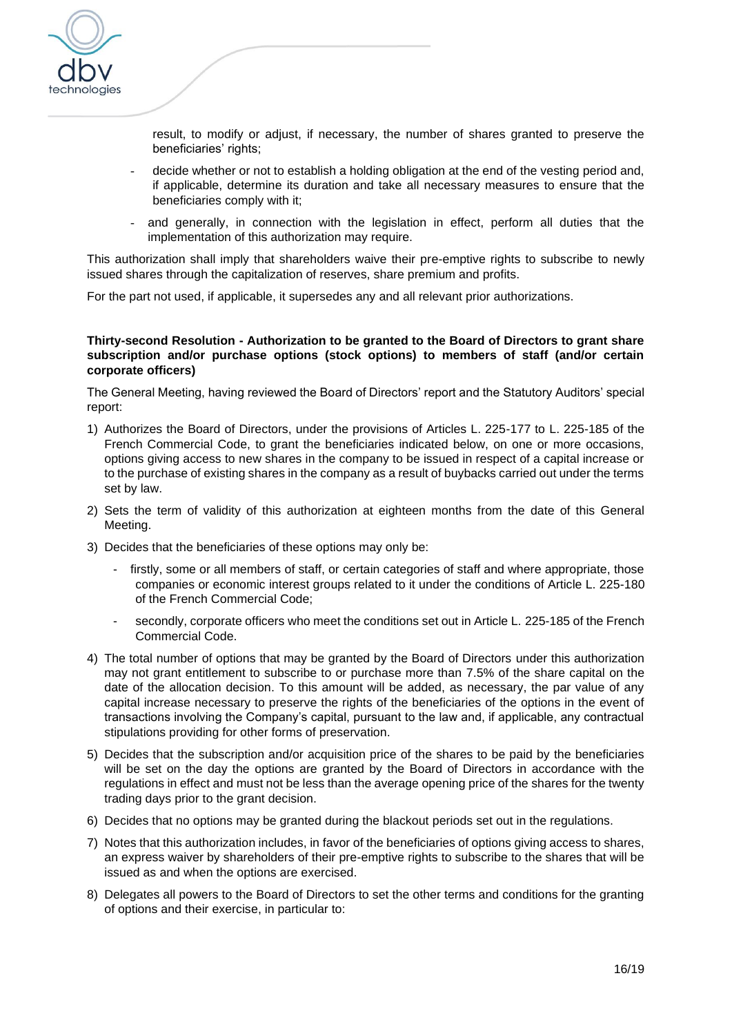result, to modify or adjust, if necessary, the number of shares granted to preserve the beneficiaries' rights;

- decide whether or not to establish a holding obligation at the end of the vesting period and, if applicable, determine its duration and take all necessary measures to ensure that the beneficiaries comply with it;
- and generally, in connection with the legislation in effect, perform all duties that the implementation of this authorization may require.

This authorization shall imply that shareholders waive their pre-emptive rights to subscribe to newly issued shares through the capitalization of reserves, share premium and profits.

For the part not used, if applicable, it supersedes any and all relevant prior authorizations.

**Thirty-second Resolution - Authorization to be granted to the Board of Directors to grant share subscription and/or purchase options (stock options) to members of staff (and/or certain corporate officers)**

The General Meeting, having reviewed the Board of Directors' report and the Statutory Auditors' special report:

1) Authorizes the Board of Directors, under the provisions of Articles L. 225-177 to L. 225-185 of the French Commercial Code, to grant the beneficiaries indicated below, on one or more occasions, options giving access to new shares in the company to be issued in respect of a capital increase or to the purchase of existing shares in the company as a result of buybacks carried out under the terms set by law.
2) Sets the term of validity of this authorization at eighteen months from the date of this General Meeting.
3) Decides that the beneficiaries of these options may only be:
   - firstly, some or all members of staff, or certain categories of staff and where appropriate, those companies or economic interest groups related to it under the conditions of Article L. 225-180 of the French Commercial Code;
   - secondly, corporate officers who meet the conditions set out in Article L. 225-185 of the French Commercial Code.
4) The total number of options that may be granted by the Board of Directors under this authorization may not grant entitlement to subscribe to or purchase more than 7.5% of the share capital on the date of the allocation decision. To this amount will be added, as necessary, the par value of any capital increase necessary to preserve the rights of the beneficiaries of the options in the event of transactions involving the Company's capital, pursuant to the law and, if applicable, any contractual stipulations providing for other forms of preservation.
5) Decides that the subscription and/or acquisition price of the shares to be paid by the beneficiaries will be set on the day the options are granted by the Board of Directors in accordance with the regulations in effect and must not be less than the average opening price of the shares for the twenty trading days prior to the grant decision.
6) Decides that no options may be granted during the blackout periods set out in the regulations.
7) Notes that this authorization includes, in favor of the beneficiaries of options giving access to shares, an express waiver by shareholders of their pre-emptive rights to subscribe to the shares that will be issued as and when the options are exercised.
8) Delegates all powers to the Board of Directors to set the other terms and conditions for the granting of options and their exercise, in particular to: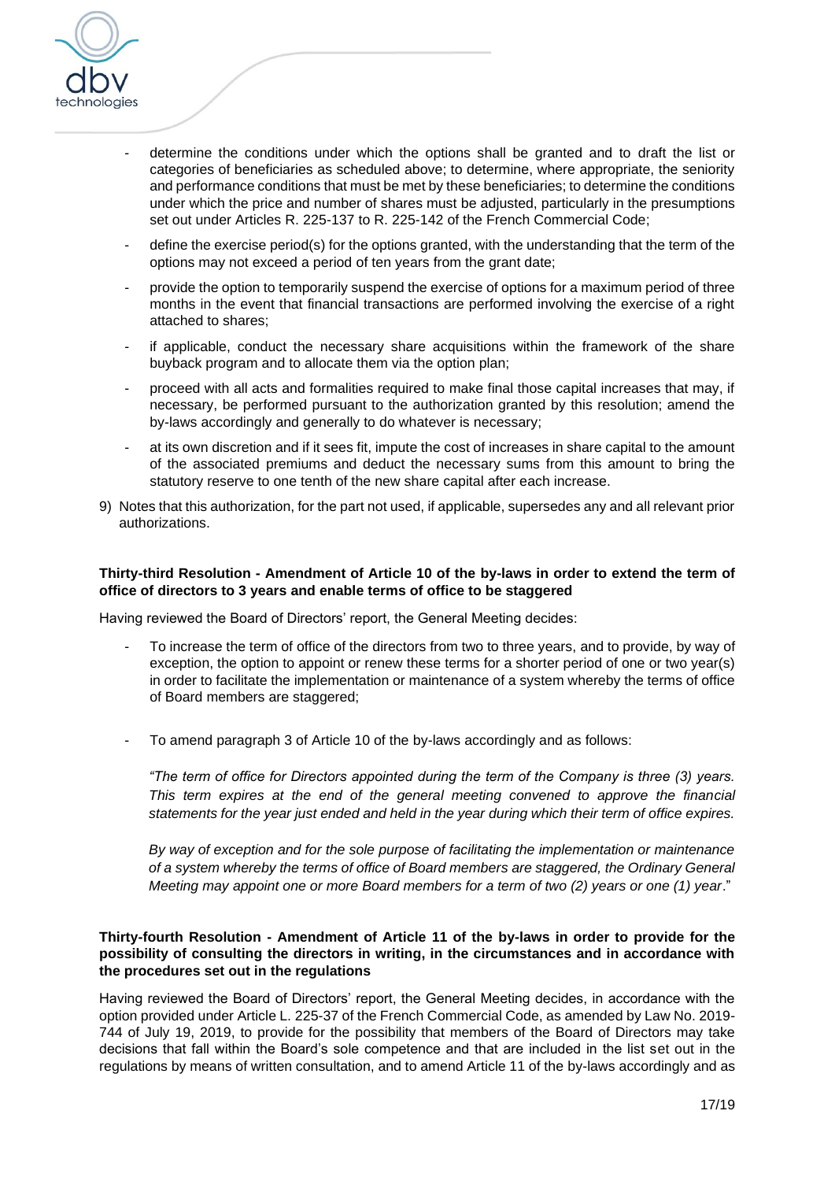- determine the conditions under which the options shall be granted and to draft the list or categories of beneficiaries as scheduled above; to determine, where appropriate, the seniority and performance conditions that must be met by these beneficiaries; to determine the conditions under which the price and number of shares must be adjusted, particularly in the presumptions set out under Articles R. 225-137 to R. 225-142 of the French Commercial Code;
- define the exercise period(s) for the options granted, with the understanding that the term of the options may not exceed a period of ten years from the grant date;
- provide the option to temporarily suspend the exercise of options for a maximum period of three months in the event that financial transactions are performed involving the exercise of a right attached to shares;
- if applicable, conduct the necessary share acquisitions within the framework of the share buyback program and to allocate them via the option plan;
- proceed with all acts and formalities required to make final those capital increases that may, if necessary, be performed pursuant to the authorization granted by this resolution; amend the by-laws accordingly and generally to do whatever is necessary;
- at its own discretion and if it sees fit, impute the cost of increases in share capital to the amount of the associated premiums and deduct the necessary sums from this amount to bring the statutory reserve to one tenth of the new share capital after each increase.

9) Notes that this authorization, for the part not used, if applicable, supersedes any and all relevant prior authorizations.

**Thirty-third Resolution - Amendment of Article 10 of the by-laws in order to extend the term of office of directors to 3 years and enable terms of office to be staggered**

Having reviewed the Board of Directors' report, the General Meeting decides:

- To increase the term of office of the directors from two to three years, and to provide, by way of exception, the option to appoint or renew these terms for a shorter period of one or two year(s) in order to facilitate the implementation or maintenance of a system whereby the terms of office of Board members are staggered;
- To amend paragraph 3 of Article 10 of the by-laws accordingly and as follows:

  *"The term of office for Directors appointed during the term of the Company is three (3) years. This term expires at the end of the general meeting convened to approve the financial statements for the year just ended and held in the year during which their term of office expires.*

  *By way of exception and for the sole purpose of facilitating the implementation or maintenance of a system whereby the terms of office of Board members are staggered, the Ordinary General Meeting may appoint one or more Board members for a term of two (2) years or one (1) year*."

**Thirty-fourth Resolution - Amendment of Article 11 of the by-laws in order to provide for the possibility of consulting the directors in writing, in the circumstances and in accordance with the procedures set out in the regulations**

Having reviewed the Board of Directors' report, the General Meeting decides, in accordance with the option provided under Article L. 225-37 of the French Commercial Code, as amended by Law No. 2019-744 of July 19, 2019, to provide for the possibility that members of the Board of Directors may take decisions that fall within the Board's sole competence and that are included in the list set out in the regulations by means of written consultation, and to amend Article 11 of the by-laws accordingly and as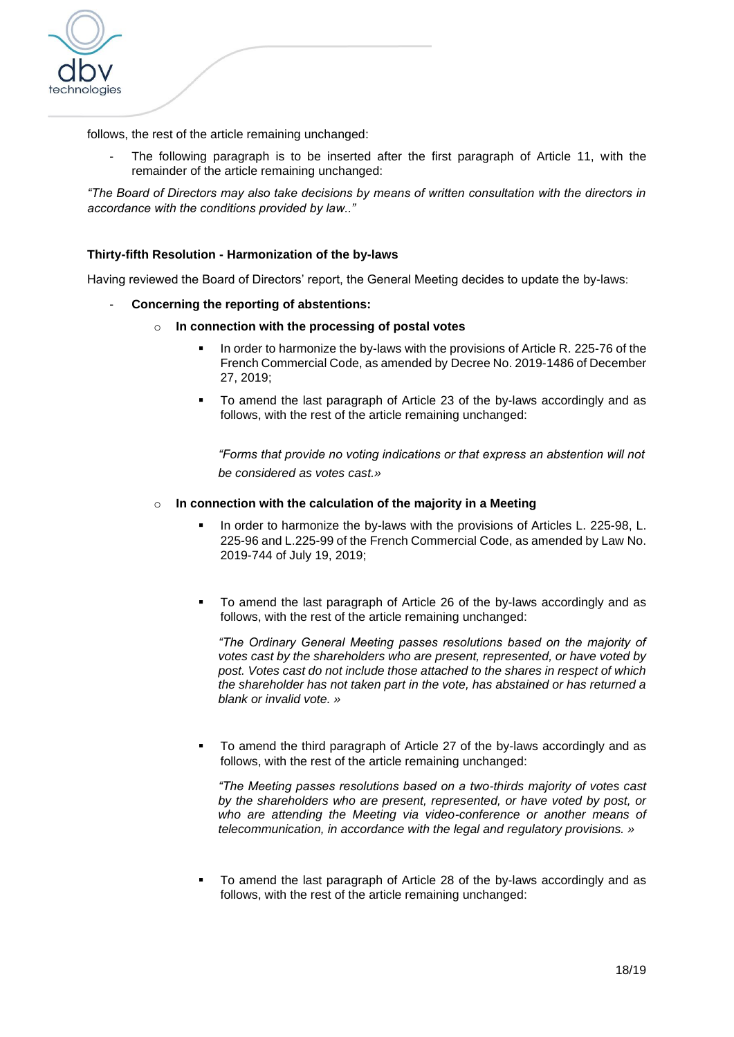follows, the rest of the article remaining unchanged:

- The following paragraph is to be inserted after the first paragraph of Article 11, with the remainder of the article remaining unchanged:

*"The Board of Directors may also take decisions by means of written consultation with the directors in accordance with the conditions provided by law.."*

**Thirty-fifth Resolution - Harmonization of the by-laws**

Having reviewed the Board of Directors' report, the General Meeting decides to update the by-laws:

- **Concerning the reporting of abstentions:**
  - **In connection with the processing of postal votes**
    - In order to harmonize the by-laws with the provisions of Article R. 225-76 of the French Commercial Code, as amended by Decree No. 2019-1486 of December 27, 2019;
    - To amend the last paragraph of Article 23 of the by-laws accordingly and as follows, with the rest of the article remaining unchanged:

      *"Forms that provide no voting indications or that express an abstention will not be considered as votes cast.»*

  - **In connection with the calculation of the majority in a Meeting**
    - In order to harmonize the by-laws with the provisions of Articles L. 225-98, L. 225-96 and L.225-99 of the French Commercial Code, as amended by Law No. 2019-744 of July 19, 2019;
    - To amend the last paragraph of Article 26 of the by-laws accordingly and as follows, with the rest of the article remaining unchanged:

      *"The Ordinary General Meeting passes resolutions based on the majority of votes cast by the shareholders who are present, represented, or have voted by post. Votes cast do not include those attached to the shares in respect of which the shareholder has not taken part in the vote, has abstained or has returned a blank or invalid vote. »*

    - To amend the third paragraph of Article 27 of the by-laws accordingly and as follows, with the rest of the article remaining unchanged:

      *"The Meeting passes resolutions based on a two-thirds majority of votes cast by the shareholders who are present, represented, or have voted by post, or who are attending the Meeting via video-conference or another means of telecommunication, in accordance with the legal and regulatory provisions. »*

    - To amend the last paragraph of Article 28 of the by-laws accordingly and as follows, with the rest of the article remaining unchanged: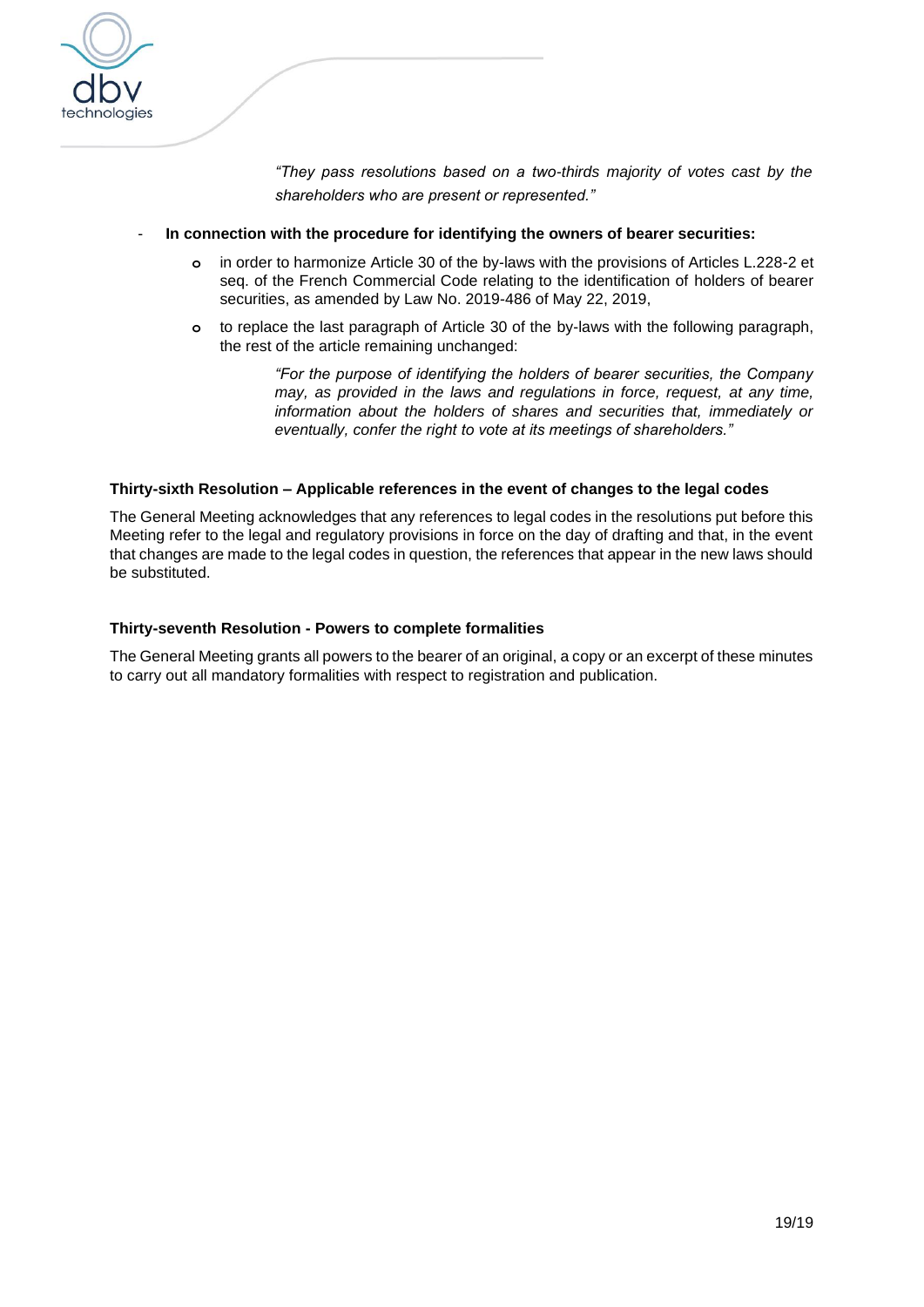*"They pass resolutions based on a two-thirds majority of votes cast by the shareholders who are present or represented."*

- **In connection with the procedure for identifying the owners of bearer securities:**
  - in order to harmonize Article 30 of the by-laws with the provisions of Articles L.228-2 et seq. of the French Commercial Code relating to the identification of holders of bearer securities, as amended by Law No. 2019-486 of May 22, 2019,
  - to replace the last paragraph of Article 30 of the by-laws with the following paragraph, the rest of the article remaining unchanged:

    *"For the purpose of identifying the holders of bearer securities, the Company may, as provided in the laws and regulations in force, request, at any time, information about the holders of shares and securities that, immediately or eventually, confer the right to vote at its meetings of shareholders."*

**Thirty-sixth Resolution – Applicable references in the event of changes to the legal codes**

The General Meeting acknowledges that any references to legal codes in the resolutions put before this Meeting refer to the legal and regulatory provisions in force on the day of drafting and that, in the event that changes are made to the legal codes in question, the references that appear in the new laws should be substituted.

**Thirty-seventh Resolution - Powers to complete formalities**

The General Meeting grants all powers to the bearer of an original, a copy or an excerpt of these minutes to carry out all mandatory formalities with respect to registration and publication.